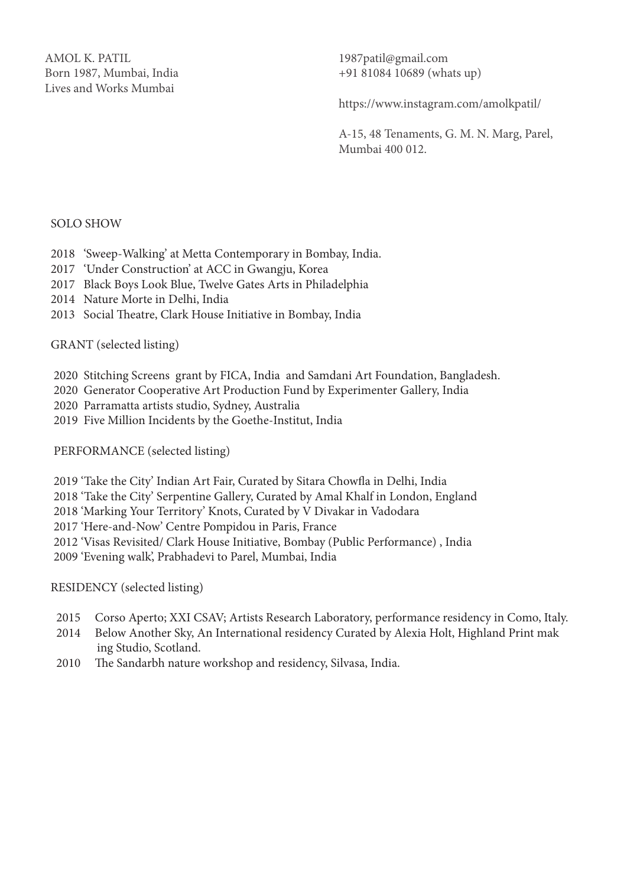AMOL K. PATIL
Born 1987, Mumbai, India
Lives and Works Mumbai

1987patil@gmail.com
+91 81084 10689 (whats up)

https://www.instagram.com/amolkpatil/

A-15, 48 Tenaments, G. M. N. Marg, Parel,
Mumbai 400 012.

## SOLO SHOW

- 2018 'Sweep-Walking' at Metta Contemporary in Bombay, India.
- 2017 'Under Construction' at ACC in Gwangju, Korea
- 2017 Black Boys Look Blue, Twelve Gates Arts in Philadelphia
- 2014 Nature Morte in Delhi, India
- 2013 Social Theatre, Clark House Initiative in Bombay, India

## GRANT (selected listing)

- 2020 Stitching Screens grant by FICA, India and Samdani Art Foundation, Bangladesh.
- 2020 Generator Cooperative Art Production Fund by Experimenter Gallery, India
- 2020 Parramatta artists studio, Sydney, Australia
- 2019 Five Million Incidents by the Goethe-Institut, India

## PERFORMANCE (selected listing)

- 2019 'Take the City' Indian Art Fair, Curated by Sitara Chowfla in Delhi, India
- 2018 'Take the City' Serpentine Gallery, Curated by Amal Khalf in London, England
- 2018 'Marking Your Territory' Knots, Curated by V Divakar in Vadodara
- 2017 'Here-and-Now' Centre Pompidou in Paris, France
- 2012 'Visas Revisited/ Clark House Initiative, Bombay (Public Performance) , India
- 2009 'Evening walk', Prabhadevi to Parel, Mumbai, India

## RESIDENCY (selected listing)

- 2015 Corso Aperto; XXI CSAV; Artists Research Laboratory, performance residency in Como, Italy.
- 2014 Below Another Sky, An International residency Curated by Alexia Holt, Highland Print making Studio, Scotland.
- 2010 The Sandarbh nature workshop and residency, Silvasa, India.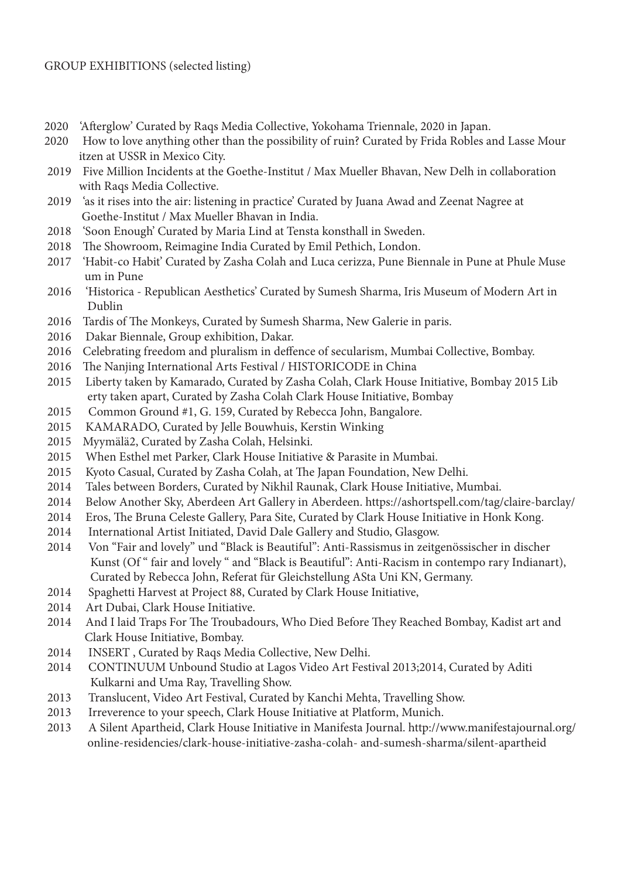GROUP EXHIBITIONS (selected listing)

2020 'Afterglow' Curated by Raqs Media Collective, Yokohama Triennale, 2020 in Japan.
2020 How to love anything other than the possibility of ruin? Curated by Frida Robles and Lasse Mour itzen at USSR in Mexico City.
2019 Five Million Incidents at the Goethe-Institut / Max Mueller Bhavan, New Delh in collaboration with Raqs Media Collective.
2019 'as it rises into the air: listening in practice' Curated by Juana Awad and Zeenat Nagree at Goethe-Institut / Max Mueller Bhavan in India.
2018 'Soon Enough' Curated by Maria Lind at Tensta konsthall in Sweden.
2018 The Showroom, Reimagine India Curated by Emil Pethich, London.
2017 'Habit-co Habit' Curated by Zasha Colah and Luca cerizza, Pune Biennale in Pune at Phule Muse um in Pune
2016 'Historica - Republican Aesthetics' Curated by Sumesh Sharma, Iris Museum of Modern Art in Dublin
2016 Tardis of The Monkeys, Curated by Sumesh Sharma, New Galerie in paris.
2016 Dakar Biennale, Group exhibition, Dakar.
2016 Celebrating freedom and pluralism in deffence of secularism, Mumbai Collective, Bombay.
2016 The Nanjing International Arts Festival / HISTORICODE in China
2015 Liberty taken by Kamarado, Curated by Zasha Colah, Clark House Initiative, Bombay 2015 Lib erty taken apart, Curated by Zasha Colah Clark House Initiative, Bombay
2015 Common Ground #1, G. 159, Curated by Rebecca John, Bangalore.
2015 KAMARADO, Curated by Jelle Bouwhuis, Kerstin Winking
2015 Myymälä2, Curated by Zasha Colah, Helsinki.
2015 When Esthel met Parker, Clark House Initiative & Parasite in Mumbai.
2015 Kyoto Casual, Curated by Zasha Colah, at The Japan Foundation, New Delhi.
2014 Tales between Borders, Curated by Nikhil Raunak, Clark House Initiative, Mumbai.
2014 Below Another Sky, Aberdeen Art Gallery in Aberdeen. https://ashortspell.com/tag/claire-barclay/
2014 Eros, The Bruna Celeste Gallery, Para Site, Curated by Clark House Initiative in Honk Kong.
2014 International Artist Initiated, David Dale Gallery and Studio, Glasgow.
2014 Von "Fair and lovely" und "Black is Beautiful": Anti-Rassismus in zeitgenössischer in discher Kunst (Of " fair and lovely " and "Black is Beautiful": Anti-Racism in contempo rary Indianart), Curated by Rebecca John, Referat für Gleichstellung ASta Uni KN, Germany.
2014 Spaghetti Harvest at Project 88, Curated by Clark House Initiative,
2014 Art Dubai, Clark House Initiative.
2014 And I laid Traps For The Troubadours, Who Died Before They Reached Bombay, Kadist art and Clark House Initiative, Bombay.
2014 INSERT , Curated by Raqs Media Collective, New Delhi.
2014 CONTINUUM Unbound Studio at Lagos Video Art Festival 2013;2014, Curated by Aditi Kulkarni and Uma Ray, Travelling Show.
2013 Translucent, Video Art Festival, Curated by Kanchi Mehta, Travelling Show.
2013 Irreverence to your speech, Clark House Initiative at Platform, Munich.
2013 A Silent Apartheid, Clark House Initiative in Manifesta Journal. http://www.manifestajournal.org/online-residencies/clark-house-initiative-zasha-colah- and-sumesh-sharma/silent-apartheid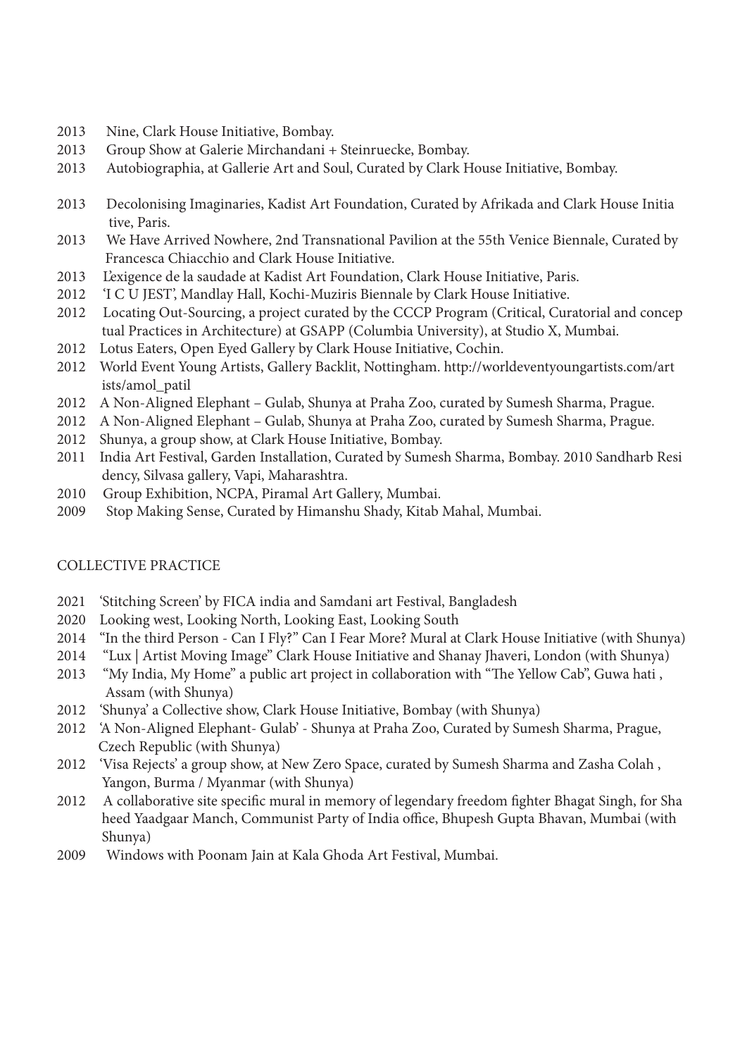2013 Nine, Clark House Initiative, Bombay.
2013 Group Show at Galerie Mirchandani + Steinruecke, Bombay.
2013 Autobiographia, at Gallerie Art and Soul, Curated by Clark House Initiative, Bombay.

2013 Decolonising Imaginaries, Kadist Art Foundation, Curated by Afrikada and Clark House Initiative, Paris.
2013 We Have Arrived Nowhere, 2nd Transnational Pavilion at the 55th Venice Biennale, Curated by Francesca Chiacchio and Clark House Initiative.
2013 L'exigence de la saudade at Kadist Art Foundation, Clark House Initiative, Paris.
2012 'I C U JEST', Mandlay Hall, Kochi-Muziris Biennale by Clark House Initiative.
2012 Locating Out-Sourcing, a project curated by the CCCP Program (Critical, Curatorial and conceptual Practices in Architecture) at GSAPP (Columbia University), at Studio X, Mumbai.
2012 Lotus Eaters, Open Eyed Gallery by Clark House Initiative, Cochin.
2012 World Event Young Artists, Gallery Backlit, Nottingham. http://worldeventyoungartists.com/artists/amol_patil
2012 A Non-Aligned Elephant – Gulab, Shunya at Praha Zoo, curated by Sumesh Sharma, Prague.
2012 A Non-Aligned Elephant – Gulab, Shunya at Praha Zoo, curated by Sumesh Sharma, Prague.
2012 Shunya, a group show, at Clark House Initiative, Bombay.
2011 India Art Festival, Garden Installation, Curated by Sumesh Sharma, Bombay. 2010 Sandharb Residency, Silvasa gallery, Vapi, Maharashtra.
2010 Group Exhibition, NCPA, Piramal Art Gallery, Mumbai.
2009 Stop Making Sense, Curated by Himanshu Shady, Kitab Mahal, Mumbai.

COLLECTIVE PRACTICE

2021 'Stitching Screen' by FICA india and Samdani art Festival, Bangladesh
2020 Looking west, Looking North, Looking East, Looking South
2014 "In the third Person - Can I Fly?" Can I Fear More? Mural at Clark House Initiative (with Shunya)
2014 "Lux | Artist Moving Image" Clark House Initiative and Shanay Jhaveri, London (with Shunya)
2013 "My India, My Home" a public art project in collaboration with "The Yellow Cab", Guwa hati , Assam (with Shunya)
2012 'Shunya' a Collective show, Clark House Initiative, Bombay (with Shunya)
2012 'A Non-Aligned Elephant- Gulab' - Shunya at Praha Zoo, Curated by Sumesh Sharma, Prague, Czech Republic (with Shunya)
2012 'Visa Rejects' a group show, at New Zero Space, curated by Sumesh Sharma and Zasha Colah , Yangon, Burma / Myanmar (with Shunya)
2012 A collaborative site specific mural in memory of legendary freedom fighter Bhagat Singh, for Shaheed Yaadgaar Manch, Communist Party of India office, Bhupesh Gupta Bhavan, Mumbai (with Shunya)
2009 Windows with Poonam Jain at Kala Ghoda Art Festival, Mumbai.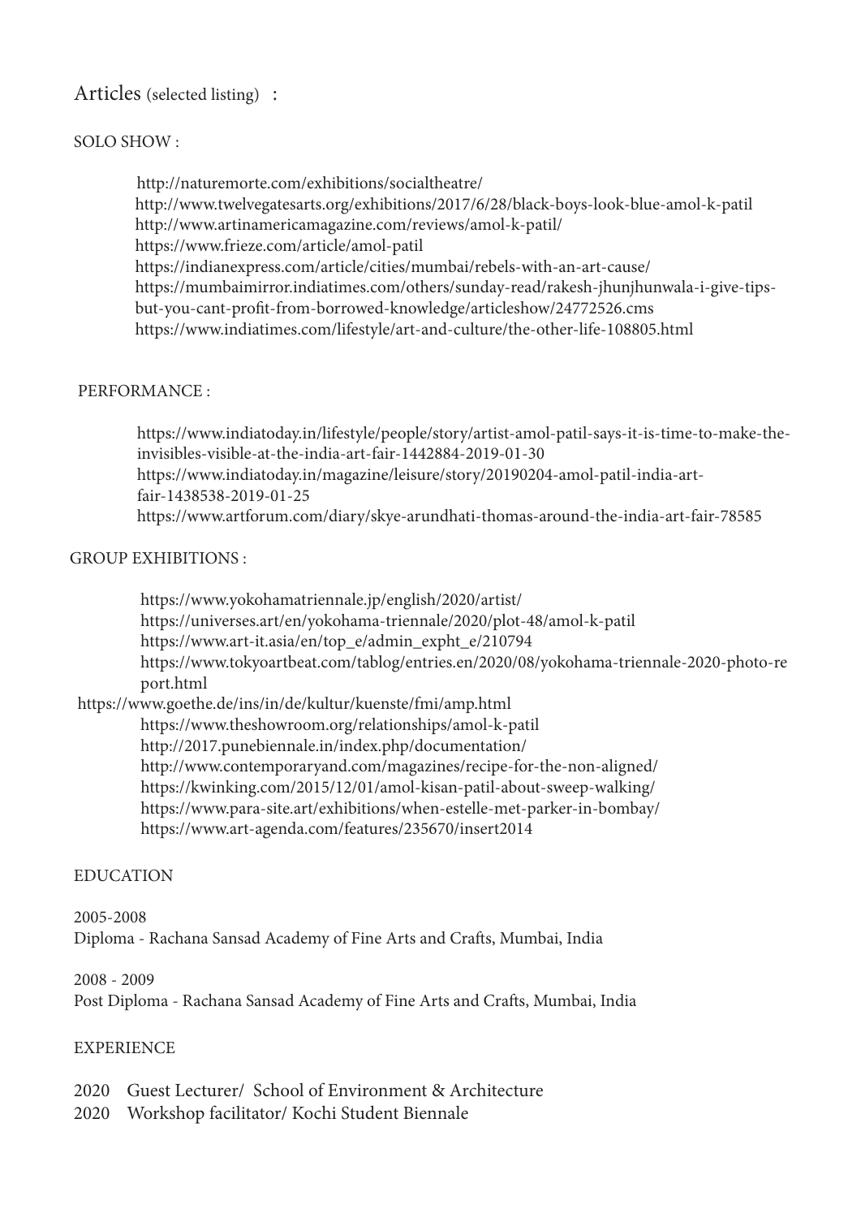## Articles (selected listing) :

### SOLO SHOW :

http://naturemorte.com/exhibitions/socialtheatre/
http://www.twelvegatesarts.org/exhibitions/2017/6/28/black-boys-look-blue-amol-k-patil
http://www.artinamericamagazine.com/reviews/amol-k-patil/
https://www.frieze.com/article/amol-patil
https://indianexpress.com/article/cities/mumbai/rebels-with-an-art-cause/
https://mumbaimirror.indiatimes.com/others/sunday-read/rakesh-jhunjhunwala-i-give-tips-but-you-cant-profit-from-borrowed-knowledge/articleshow/24772526.cms
https://www.indiatimes.com/lifestyle/art-and-culture/the-other-life-108805.html

### PERFORMANCE :

https://www.indiatoday.in/lifestyle/people/story/artist-amol-patil-says-it-is-time-to-make-the-invisibles-visible-at-the-india-art-fair-1442884-2019-01-30
https://www.indiatoday.in/magazine/leisure/story/20190204-amol-patil-india-art-fair-1438538-2019-01-25
https://www.artforum.com/diary/skye-arundhati-thomas-around-the-india-art-fair-78585

### GROUP EXHIBITIONS :

https://www.yokohamatriennale.jp/english/2020/artist/
https://universes.art/en/yokohama-triennale/2020/plot-48/amol-k-patil
https://www.art-it.asia/en/top_e/admin_expht_e/210794
https://www.tokyoartbeat.com/tablog/entries.en/2020/08/yokohama-triennale-2020-photo-report.html
https://www.goethe.de/ins/in/de/kultur/kuenste/fmi/amp.html
https://www.theshowroom.org/relationships/amol-k-patil
http://2017.punebiennale.in/index.php/documentation/
http://www.contemporaryand.com/magazines/recipe-for-the-non-aligned/
https://kwinking.com/2015/12/01/amol-kisan-patil-about-sweep-walking/
https://www.para-site.art/exhibitions/when-estelle-met-parker-in-bombay/
https://www.art-agenda.com/features/235670/insert2014

## EDUCATION

2005-2008
Diploma - Rachana Sansad Academy of Fine Arts and Crafts, Mumbai, India

2008 - 2009
Post Diploma - Rachana Sansad Academy of Fine Arts and Crafts, Mumbai, India

## EXPERIENCE

2020 Guest Lecturer/ School of Environment & Architecture
2020 Workshop facilitator/ Kochi Student Biennale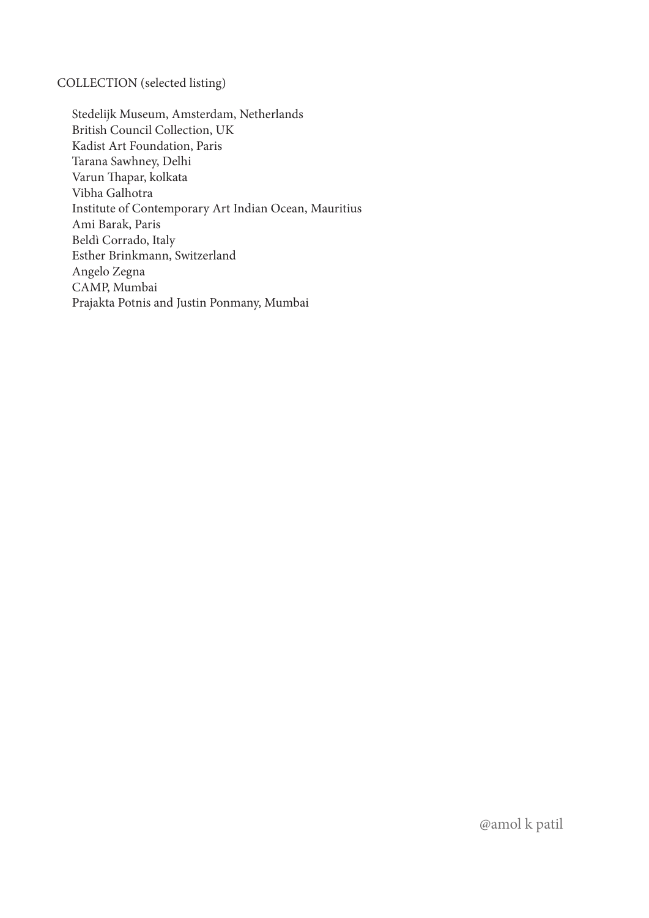COLLECTION (selected listing)

Stedelijk Museum, Amsterdam, Netherlands
British Council Collection, UK
Kadist Art Foundation, Paris
Tarana Sawhney, Delhi
Varun Thapar, kolkata
Vibha Galhotra
Institute of Contemporary Art Indian Ocean, Mauritius
Ami Barak, Paris
Beldì Corrado, Italy
Esther Brinkmann, Switzerland
Angelo Zegna
CAMP, Mumbai
Prajakta Potnis and Justin Ponmany, Mumbai

@amol k patil